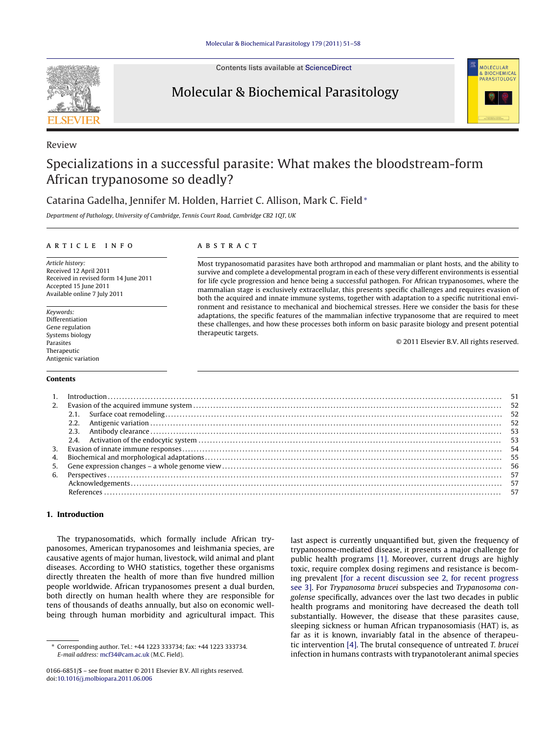Review

# Specializations in a successful parasite: What makes the bloodstream-form African trypanosome so deadly?

Catarina Gadelha, Jennifer M. Holden, Harriet C. Allison, Mark C. Field*

*Department of Pathology, University of Cambridge, Tennis Court Road, Cambridge CB2 1QT, UK*

**ARTICLE INFO**

*Article history:*
Received 12 April 2011
Received in revised form 14 June 2011
Accepted 15 June 2011
Available online 7 July 2011

*Keywords:*
Differentiation
Gene regulation
Systems biology
Parasites
Therapeutic
Antigenic variation

**ABSTRACT**

Most trypanosomatid parasites have both arthropod and mammalian or plant hosts, and the ability to survive and complete a developmental program in each of these very different environments is essential for life cycle progression and hence being a successful pathogen. For African trypanosomes, where the mammalian stage is exclusively extracellular, this presents specific challenges and requires evasion of both the acquired and innate immune systems, together with adaptation to a specific nutritional environment and resistance to mechanical and biochemical stresses. Here we consider the basis for these adaptations, the specific features of the mammalian infective trypanosome that are required to meet these challenges, and how these processes both inform on basic parasite biology and present potential therapeutic targets.

© 2011 Elsevier B.V. All rights reserved.

**Contents**

1. Introduction ... 51
2. Evasion of the acquired immune system ... 52
   - 2.1. Surface coat remodeling ... 52
   - 2.2. Antigenic variation ... 52
   - 2.3. Antibody clearance ... 53
   - 2.4. Activation of the endocytic system ... 53
3. Evasion of innate immune responses ... 54
4. Biochemical and morphological adaptations ... 55
5. Gene expression changes – a whole genome view ... 56
6. Perspectives ... 57

   Acknowledgements ... 57

   References ... 57

## 1. Introduction

The trypanosomatids, which formally include African trypanosomes, American trypanosomes and leishmania species, are causative agents of major human, livestock, wild animal and plant diseases. According to WHO statistics, together these organisms directly threaten the health of more than five hundred million people worldwide. African trypanosomes present a dual burden, both directly on human health where they are responsible for tens of thousands of deaths annually, but also on economic well-being through human morbidity and agricultural impact. This last aspect is currently unquantified but, given the frequency of trypanosome-mediated disease, it presents a major challenge for public health programs [1]. Moreover, current drugs are highly toxic, require complex dosing regimens and resistance is becoming prevalent [for a recent discussion see 2, for recent progress see 3]. For *Trypanosoma brucei* subspecies and *Trypanosoma congolense* specifically, advances over the last two decades in public health programs and monitoring have decreased the death toll substantially. However, the disease that these parasites cause, sleeping sickness or human African trypanosomiasis (HAT) is, as far as it is known, invariably fatal in the absence of therapeutic intervention [4]. The brutal consequence of untreated *T. brucei* infection in humans contrasts with trypanotolerant animal species

---

* Corresponding author. Tel.: +44 1223 333734; fax: +44 1223 333734.
*E-mail address:* mcf34@cam.ac.uk (M.C. Field).

0166-6851/$ – see front matter © 2011 Elsevier B.V. All rights reserved.
doi:10.1016/j.molbiopara.2011.06.006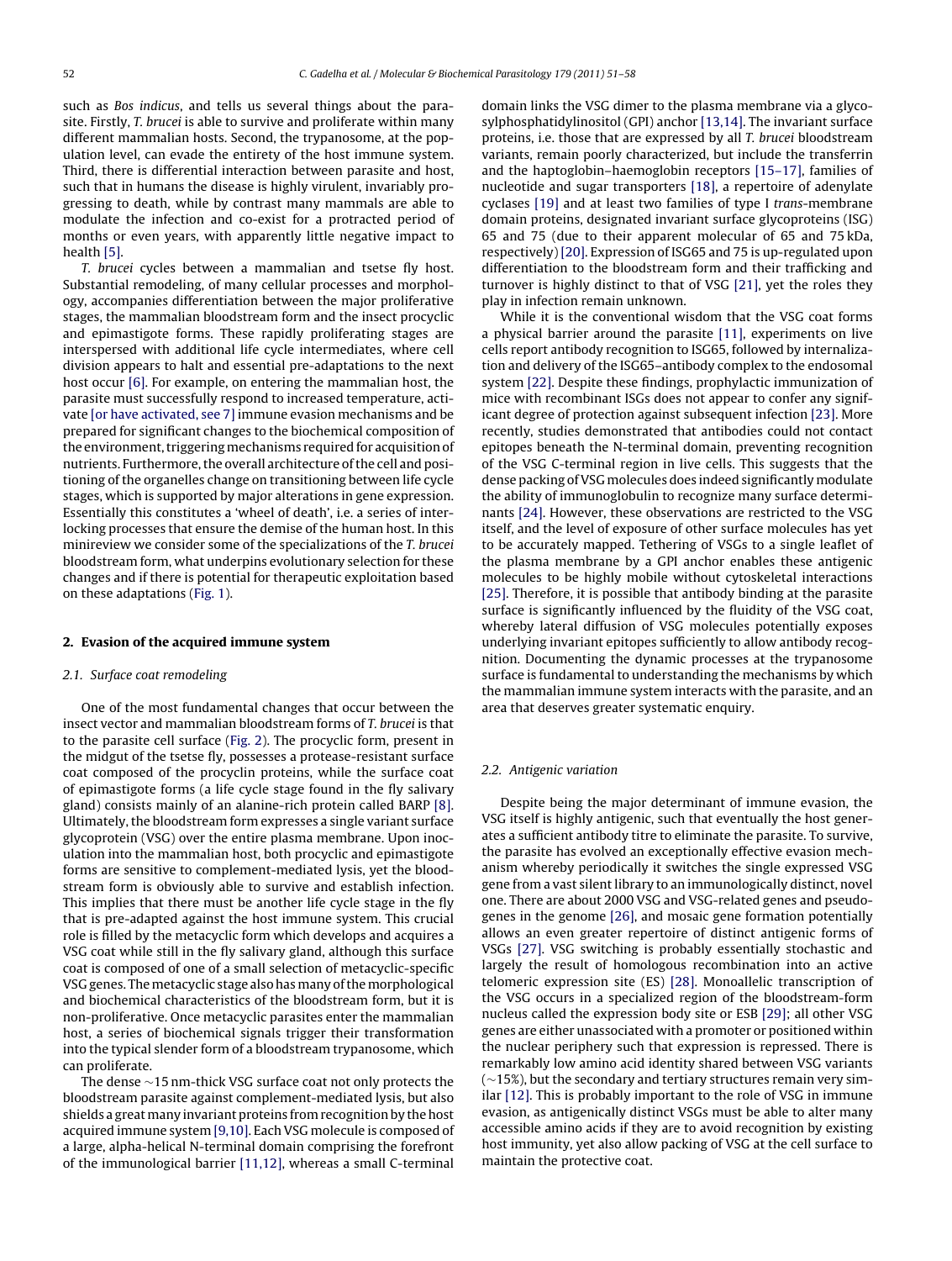such as *Bos indicus*, and tells us several things about the parasite. Firstly, *T. brucei* is able to survive and proliferate within many different mammalian hosts. Second, the trypanosome, at the population level, can evade the entirety of the host immune system. Third, there is differential interaction between parasite and host, such that in humans the disease is highly virulent, invariably progressing to death, while by contrast many mammals are able to modulate the infection and co-exist for a protracted period of months or even years, with apparently little negative impact to health [5].

*T. brucei* cycles between a mammalian and tsetse fly host. Substantial remodeling, of many cellular processes and morphology, accompanies differentiation between the major proliferative stages, the mammalian bloodstream form and the insect procyclic and epimastigote forms. These rapidly proliferating stages are interspersed with additional life cycle intermediates, where cell division appears to halt and essential pre-adaptations to the next host occur [6]. For example, on entering the mammalian host, the parasite must successfully respond to increased temperature, activate [or have activated, see 7] immune evasion mechanisms and be prepared for significant changes to the biochemical composition of the environment, triggering mechanisms required for acquisition of nutrients. Furthermore, the overall architecture of the cell and positioning of the organelles change on transitioning between life cycle stages, which is supported by major alterations in gene expression. Essentially this constitutes a 'wheel of death', i.e. a series of interlocking processes that ensure the demise of the human host. In this minireview we consider some of the specializations of the *T. brucei* bloodstream form, what underpins evolutionary selection for these changes and if there is potential for therapeutic exploitation based on these adaptations (Fig. 1).

## 2. Evasion of the acquired immune system

### 2.1. Surface coat remodeling

One of the most fundamental changes that occur between the insect vector and mammalian bloodstream forms of *T. brucei* is that to the parasite cell surface (Fig. 2). The procyclic form, present in the midgut of the tsetse fly, possesses a protease-resistant surface coat composed of the procyclin proteins, while the surface coat of epimastigote forms (a life cycle stage found in the fly salivary gland) consists mainly of an alanine-rich protein called BARP [8]. Ultimately, the bloodstream form expresses a single variant surface glycoprotein (VSG) over the entire plasma membrane. Upon inoculation into the mammalian host, both procyclic and epimastigote forms are sensitive to complement-mediated lysis, yet the bloodstream form is obviously able to survive and establish infection. This implies that there must be another life cycle stage in the fly that is pre-adapted against the host immune system. This crucial role is filled by the metacyclic form which develops and acquires a VSG coat while still in the fly salivary gland, although this surface coat is composed of one of a small selection of metacyclic-specific VSG genes. The metacyclic stage also has many of the morphological and biochemical characteristics of the bloodstream form, but it is non-proliferative. Once metacyclic parasites enter the mammalian host, a series of biochemical signals trigger their transformation into the typical slender form of a bloodstream trypanosome, which can proliferate.

The dense ~15 nm-thick VSG surface coat not only protects the bloodstream parasite against complement-mediated lysis, but also shields a great many invariant proteins from recognition by the host acquired immune system [9,10]. Each VSG molecule is composed of a large, alpha-helical N-terminal domain comprising the forefront of the immunological barrier [11,12], whereas a small C-terminal domain links the VSG dimer to the plasma membrane via a glycosylphosphatidylinositol (GPI) anchor [13,14]. The invariant surface proteins, i.e. those that are expressed by all *T. brucei* bloodstream variants, remain poorly characterized, but include the transferrin and the haptoglobin–haemoglobin receptors [15–17], families of nucleotide and sugar transporters [18], a repertoire of adenylate cyclases [19] and at least two families of type I *trans*-membrane domain proteins, designated invariant surface glycoproteins (ISG) 65 and 75 (due to their apparent molecular of 65 and 75 kDa, respectively) [20]. Expression of ISG65 and 75 is up-regulated upon differentiation to the bloodstream form and their trafficking and turnover is highly distinct to that of VSG [21], yet the roles they play in infection remain unknown.

While it is the conventional wisdom that the VSG coat forms a physical barrier around the parasite [11], experiments on live cells report antibody recognition to ISG65, followed by internalization and delivery of the ISG65–antibody complex to the endosomal system [22]. Despite these findings, prophylactic immunization of mice with recombinant ISGs does not appear to confer any significant degree of protection against subsequent infection [23]. More recently, studies demonstrated that antibodies could not contact epitopes beneath the N-terminal domain, preventing recognition of the VSG C-terminal region in live cells. This suggests that the dense packing of VSG molecules does indeed significantly modulate the ability of immunoglobulin to recognize many surface determinants [24]. However, these observations are restricted to the VSG itself, and the level of exposure of other surface molecules has yet to be accurately mapped. Tethering of VSGs to a single leaflet of the plasma membrane by a GPI anchor enables these antigenic molecules to be highly mobile without cytoskeletal interactions [25]. Therefore, it is possible that antibody binding at the parasite surface is significantly influenced by the fluidity of the VSG coat, whereby lateral diffusion of VSG molecules potentially exposes underlying invariant epitopes sufficiently to allow antibody recognition. Documenting the dynamic processes at the trypanosome surface is fundamental to understanding the mechanisms by which the mammalian immune system interacts with the parasite, and an area that deserves greater systematic enquiry.

### 2.2. Antigenic variation

Despite being the major determinant of immune evasion, the VSG itself is highly antigenic, such that eventually the host generates a sufficient antibody titre to eliminate the parasite. To survive, the parasite has evolved an exceptionally effective evasion mechanism whereby periodically it switches the single expressed VSG gene from a vast silent library to an immunologically distinct, novel one. There are about 2000 VSG and VSG-related genes and pseudogenes in the genome [26], and mosaic gene formation potentially allows an even greater repertoire of distinct antigenic forms of VSGs [27]. VSG switching is probably essentially stochastic and largely the result of homologous recombination into an active telomeric expression site (ES) [28]. Monoallelic transcription of the VSG occurs in a specialized region of the bloodstream-form nucleus called the expression body site or ESB [29]; all other VSG genes are either unassociated with a promoter or positioned within the nuclear periphery such that expression is repressed. There is remarkably low amino acid identity shared between VSG variants (~15%), but the secondary and tertiary structures remain very similar [12]. This is probably important to the role of VSG in immune evasion, as antigenically distinct VSGs must be able to alter many accessible amino acids if they are to avoid recognition by existing host immunity, yet also allow packing of VSG at the cell surface to maintain the protective coat.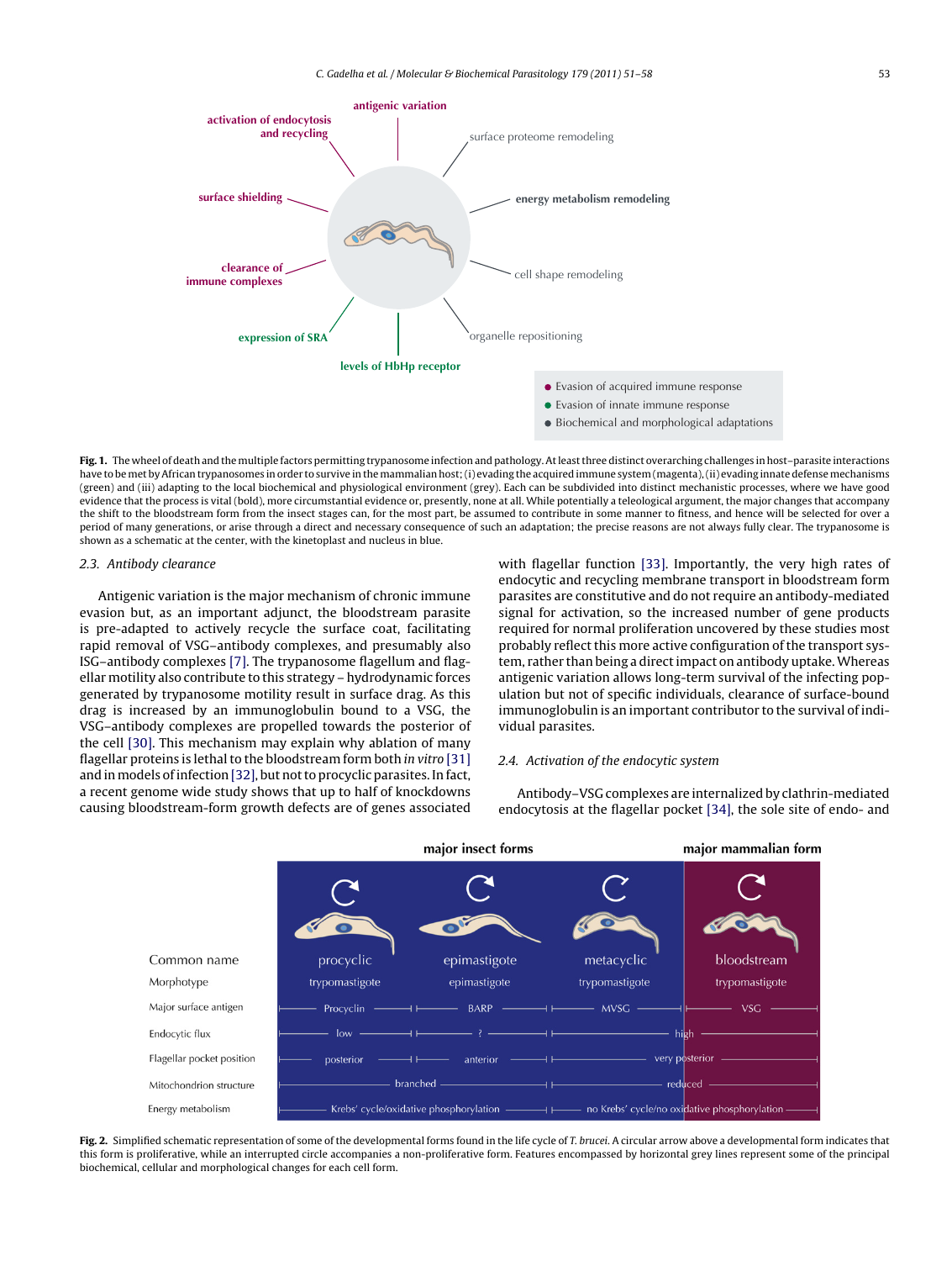Fig. 1. The wheel of death and the multiple factors permitting trypanosome infection and pathology. At least three distinct overarching challenges in host–parasite interactions have to be met by African trypanosomes in order to survive in the mammalian host; (i) evading the acquired immune system (magenta), (ii) evading innate defense mechanisms (green) and (iii) adapting to the local biochemical and physiological environment (grey). Each can be subdivided into distinct mechanistic processes, where we have good evidence that the process is vital (bold), more circumstantial evidence or, presently, none at all. While potentially a teleological argument, the major changes that accompany the shift to the bloodstream form from the insect stages can, for the most part, be assumed to contribute in some manner to fitness, and hence will be selected for over a period of many generations, or arise through a direct and necessary consequence of such an adaptation; the precise reasons are not always fully clear. The trypanosome is shown as a schematic at the center, with the kinetoplast and nucleus in blue.

### 2.3. Antibody clearance

Antigenic variation is the major mechanism of chronic immune evasion but, as an important adjunct, the bloodstream parasite is pre-adapted to actively recycle the surface coat, facilitating rapid removal of VSG–antibody complexes, and presumably also ISG–antibody complexes [7]. The trypanosome flagellum and flagellar motility also contribute to this strategy – hydrodynamic forces generated by trypanosome motility result in surface drag. As this drag is increased by an immunoglobulin bound to a VSG, the VSG–antibody complexes are propelled towards the posterior of the cell [30]. This mechanism may explain why ablation of many flagellar proteins is lethal to the bloodstream form both *in vitro* [31] and in models of infection [32], but not to procyclic parasites. In fact, a recent genome wide study shows that up to half of knockdowns causing bloodstream-form growth defects are of genes associated with flagellar function [33]. Importantly, the very high rates of endocytic and recycling membrane transport in bloodstream form parasites are constitutive and do not require an antibody-mediated signal for activation, so the increased number of gene products required for normal proliferation uncovered by these studies most probably reflect this more active configuration of the transport system, rather than being a direct impact on antibody uptake. Whereas antigenic variation allows long-term survival of the infecting population but not of specific individuals, clearance of surface-bound immunoglobulin is an important contributor to the survival of individual parasites.

### 2.4. Activation of the endocytic system

Antibody–VSG complexes are internalized by clathrin-mediated endocytosis at the flagellar pocket [34], the sole site of endo- and

| | major insect forms | | | major mammalian form |
|---|---|---|---|---|
| Common name | procyclic | epimastigote | metacyclic | bloodstream |
| Morphotype | trypomastigote | epimastigote | trypomastigote | trypomastigote |
| Major surface antigen | Procyclin | BARP | MVSG | VSG |
| Endocytic flux | low | ? | high | high |
| Flagellar pocket position | posterior | anterior | very posterior | very posterior |
| Mitochondrion structure | branched | branched | reduced | reduced |
| Energy metabolism | Krebs' cycle/oxidative phosphorylation | Krebs' cycle/oxidative phosphorylation | no Krebs' cycle/no oxidative phosphorylation | no Krebs' cycle/no oxidative phosphorylation |

Fig. 2. Simplified schematic representation of some of the developmental forms found in the life cycle of *T. brucei*. A circular arrow above a developmental form indicates that this form is proliferative, while an interrupted circle accompanies a non-proliferative form. Features encompassed by horizontal grey lines represent some of the principal biochemical, cellular and morphological changes for each cell form.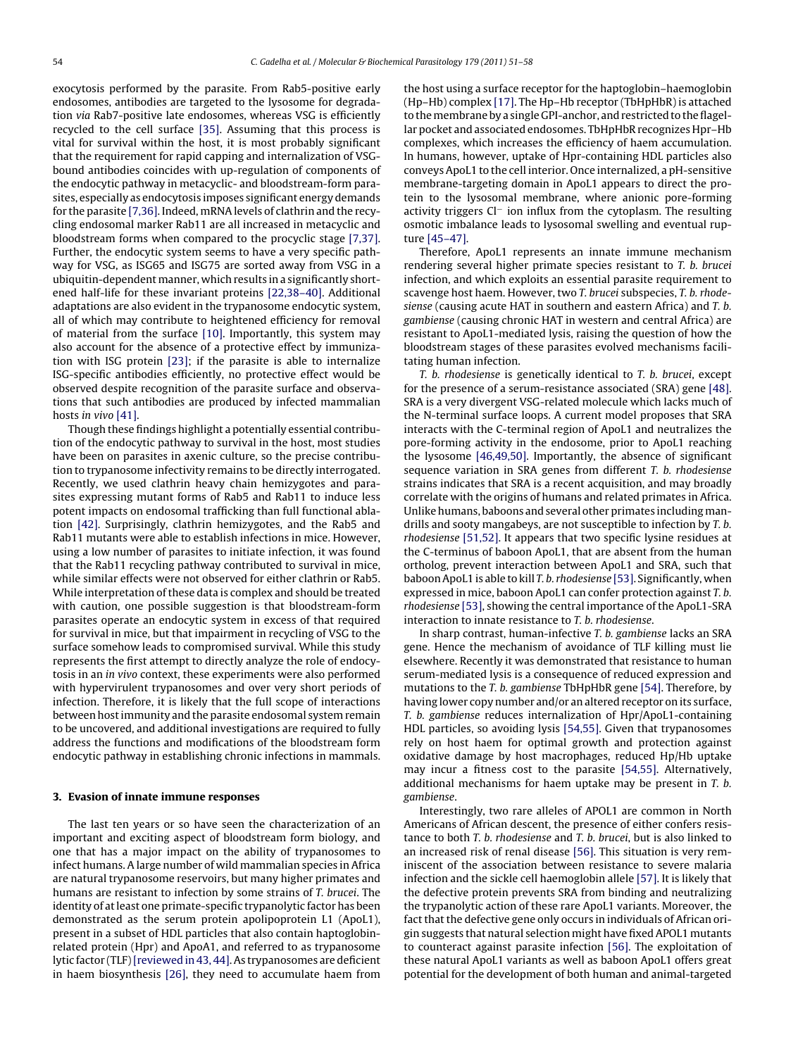exocytosis performed by the parasite. From Rab5-positive early endosomes, antibodies are targeted to the lysosome for degradation *via* Rab7-positive late endosomes, whereas VSG is efficiently recycled to the cell surface [35]. Assuming that this process is vital for survival within the host, it is most probably significant that the requirement for rapid capping and internalization of VSG-bound antibodies coincides with up-regulation of components of the endocytic pathway in metacyclic- and bloodstream-form parasites, especially as endocytosis imposes significant energy demands for the parasite [7,36]. Indeed, mRNA levels of clathrin and the recycling endosomal marker Rab11 are all increased in metacyclic and bloodstream forms when compared to the procyclic stage [7,37]. Further, the endocytic system seems to have a very specific pathway for VSG, as ISG65 and ISG75 are sorted away from VSG in a ubiquitin-dependent manner, which results in a significantly shortened half-life for these invariant proteins [22,38–40]. Additional adaptations are also evident in the trypanosome endocytic system, all of which may contribute to heightened efficiency for removal of material from the surface [10]. Importantly, this system may also account for the absence of a protective effect by immunization with ISG protein [23]; if the parasite is able to internalize ISG-specific antibodies efficiently, no protective effect would be observed despite recognition of the parasite surface and observations that such antibodies are produced by infected mammalian hosts *in vivo* [41].

Though these findings highlight a potentially essential contribution of the endocytic pathway to survival in the host, most studies have been on parasites in axenic culture, so the precise contribution to trypanosome infectivity remains to be directly interrogated. Recently, we used clathrin heavy chain hemizygotes and parasites expressing mutant forms of Rab5 and Rab11 to induce less potent impacts on endosomal trafficking than full functional ablation [42]. Surprisingly, clathrin hemizygotes, and the Rab5 and Rab11 mutants were able to establish infections in mice. However, using a low number of parasites to initiate infection, it was found that the Rab11 recycling pathway contributed to survival in mice, while similar effects were not observed for either clathrin or Rab5. While interpretation of these data is complex and should be treated with caution, one possible suggestion is that bloodstream-form parasites operate an endocytic system in excess of that required for survival in mice, but that impairment in recycling of VSG to the surface somehow leads to compromised survival. While this study represents the first attempt to directly analyze the role of endocytosis in an *in vivo* context, these experiments were also performed with hypervirulent trypanosomes and over very short periods of infection. Therefore, it is likely that the full scope of interactions between host immunity and the parasite endosomal system remain to be uncovered, and additional investigations are required to fully address the functions and modifications of the bloodstream form endocytic pathway in establishing chronic infections in mammals.

## 3. Evasion of innate immune responses

The last ten years or so have seen the characterization of an important and exciting aspect of bloodstream form biology, and one that has a major impact on the ability of trypanosomes to infect humans. A large number of wild mammalian species in Africa are natural trypanosome reservoirs, but many higher primates and humans are resistant to infection by some strains of *T. brucei*. The identity of at least one primate-specific trypanolytic factor has been demonstrated as the serum protein apolipoprotein L1 (ApoL1), present in a subset of HDL particles that also contain haptoglobin-related protein (Hpr) and ApoA1, and referred to as trypanosome lytic factor (TLF) [reviewed in 43, 44]. As trypanosomes are deficient in haem biosynthesis [26], they need to accumulate haem from the host using a surface receptor for the haptoglobin–haemoglobin (Hp–Hb) complex [17]. The Hp–Hb receptor (TbHpHbR) is attached to the membrane by a single GPI-anchor, and restricted to the flagellar pocket and associated endosomes. TbHpHbR recognizes Hpr–Hb complexes, which increases the efficiency of haem accumulation. In humans, however, uptake of Hpr-containing HDL particles also conveys ApoL1 to the cell interior. Once internalized, a pH-sensitive membrane-targeting domain in ApoL1 appears to direct the protein to the lysosomal membrane, where anionic pore-forming activity triggers $Cl^-$ ion influx from the cytoplasm. The resulting osmotic imbalance leads to lysosomal swelling and eventual rupture [45–47].

Therefore, ApoL1 represents an innate immune mechanism rendering several higher primate species resistant to *T. b. brucei* infection, and which exploits an essential parasite requirement to scavenge host haem. However, two *T. brucei* subspecies, *T. b. rhodesiense* (causing acute HAT in southern and eastern Africa) and *T. b. gambiense* (causing chronic HAT in western and central Africa) are resistant to ApoL1-mediated lysis, raising the question of how the bloodstream stages of these parasites evolved mechanisms facilitating human infection.

*T. b. rhodesiense* is genetically identical to *T. b. brucei*, except for the presence of a serum-resistance associated (SRA) gene [48]. SRA is a very divergent VSG-related molecule which lacks much of the N-terminal surface loops. A current model proposes that SRA interacts with the C-terminal region of ApoL1 and neutralizes the pore-forming activity in the endosome, prior to ApoL1 reaching the lysosome [46,49,50]. Importantly, the absence of significant sequence variation in SRA genes from different *T. b. rhodesiense* strains indicates that SRA is a recent acquisition, and may broadly correlate with the origins of humans and related primates in Africa. Unlike humans, baboons and several other primates including mandrills and sooty mangabeys, are not susceptible to infection by *T. b. rhodesiense* [51,52]. It appears that two specific lysine residues at the C-terminus of baboon ApoL1, that are absent from the human ortholog, prevent interaction between ApoL1 and SRA, such that baboon ApoL1 is able to kill *T. b. rhodesiense* [53]. Significantly, when expressed in mice, baboon ApoL1 can confer protection against *T. b. rhodesiense* [53], showing the central importance of the ApoL1-SRA interaction to innate resistance to *T. b. rhodesiense*.

In sharp contrast, human-infective *T. b. gambiense* lacks an SRA gene. Hence the mechanism of avoidance of TLF killing must lie elsewhere. Recently it was demonstrated that resistance to human serum-mediated lysis is a consequence of reduced expression and mutations to the *T. b. gambiense* TbHpHbR gene [54]. Therefore, by having lower copy number and/or an altered receptor on its surface, *T. b. gambiense* reduces internalization of Hpr/ApoL1-containing HDL particles, so avoiding lysis [54,55]. Given that trypanosomes rely on host haem for optimal growth and protection against oxidative damage by host macrophages, reduced Hp/Hb uptake may incur a fitness cost to the parasite [54,55]. Alternatively, additional mechanisms for haem uptake may be present in *T. b. gambiense*.

Interestingly, two rare alleles of APOL1 are common in North Americans of African descent, the presence of either confers resistance to both *T. b. rhodesiense* and *T. b. brucei*, but is also linked to an increased risk of renal disease [56]. This situation is very reminiscent of the association between resistance to severe malaria infection and the sickle cell haemoglobin allele [57]. It is likely that the defective protein prevents SRA from binding and neutralizing the trypanolytic action of these rare ApoL1 variants. Moreover, the fact that the defective gene only occurs in individuals of African origin suggests that natural selection might have fixed APOL1 mutants to counteract against parasite infection [56]. The exploitation of these natural ApoL1 variants as well as baboon ApoL1 offers great potential for the development of both human and animal-targeted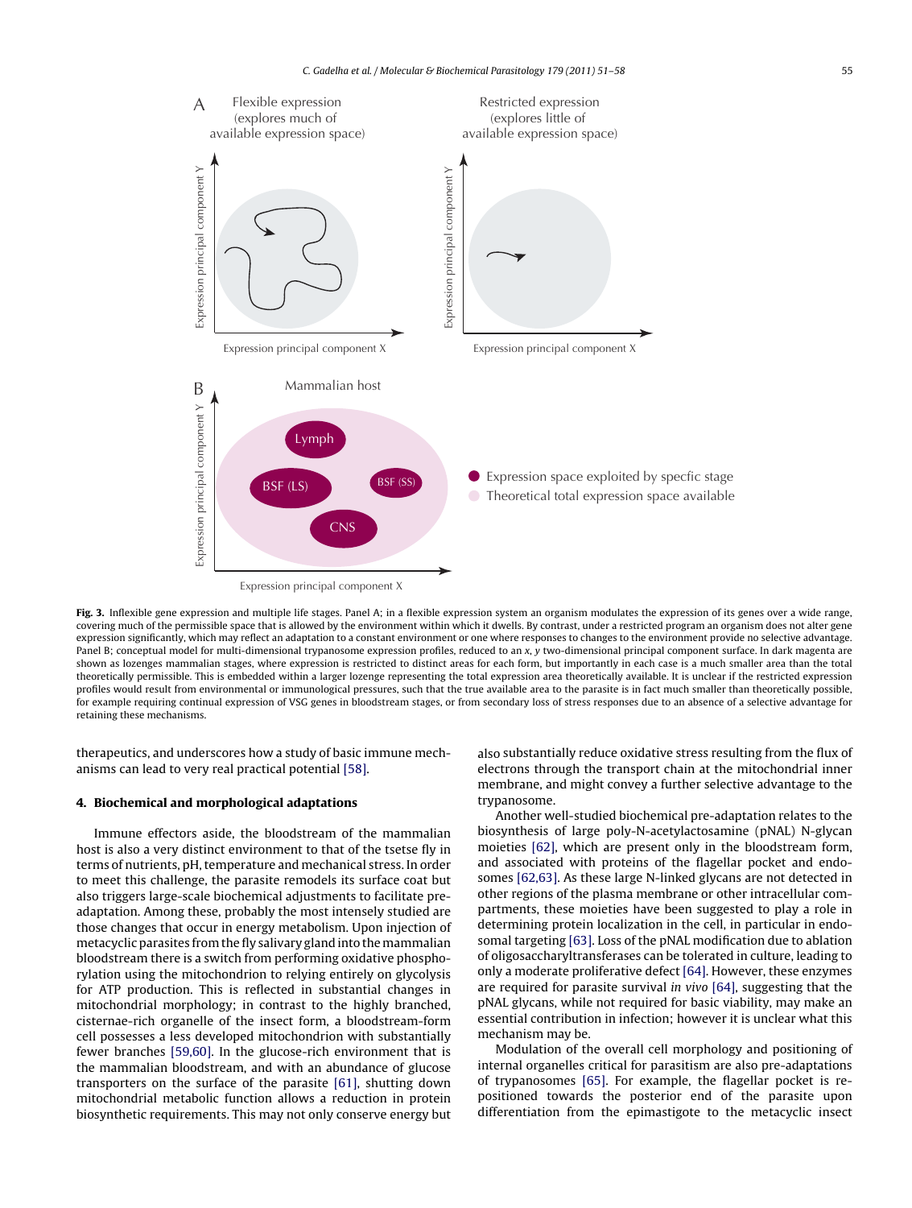A

Flexible expression
(explores much of
available expression space)

Restricted expression
(explores little of
available expression space)

Expression principal component Y

Expression principal component X

Expression principal component Y

Expression principal component X

B

Mammalian host

Lymph

BSF (LS)

BSF (SS)

CNS

Expression principal component Y

Expression principal component X

Expression space exploited by specfic stage

Theoretical total expression space available

**Fig. 3.** Inflexible gene expression and multiple life stages. Panel A; in a flexible expression system an organism modulates the expression of its genes over a wide range, covering much of the permissible space that is allowed by the environment within which it dwells. By contrast, under a restricted program an organism does not alter gene expression significantly, which may reflect an adaptation to a constant environment or one where responses to changes to the environment provide no selective advantage. Panel B; conceptual model for multi-dimensional trypanosome expression profiles, reduced to an *x*, *y* two-dimensional principal component surface. In dark magenta are shown as lozenges mammalian stages, where expression is restricted to distinct areas for each form, but importantly in each case is a much smaller area than the total theoretically permissible. This is embedded within a larger lozenge representing the total expression area theoretically available. It is unclear if the restricted expression profiles would result from environmental or immunological pressures, such that the true available area to the parasite is in fact much smaller than theoretically possible, for example requiring continual expression of VSG genes in bloodstream stages, or from secondary loss of stress responses due to an absence of a selective advantage for retaining these mechanisms.

therapeutics, and underscores how a study of basic immune mechanisms can lead to very real practical potential [58].

## 4. Biochemical and morphological adaptations

Immune effectors aside, the bloodstream of the mammalian host is also a very distinct environment to that of the tsetse fly in terms of nutrients, pH, temperature and mechanical stress. In order to meet this challenge, the parasite remodels its surface coat but also triggers large-scale biochemical adjustments to facilitate pre-adaptation. Among these, probably the most intensely studied are those changes that occur in energy metabolism. Upon injection of metacyclic parasites from the fly salivary gland into the mammalian bloodstream there is a switch from performing oxidative phosphorylation using the mitochondrion to relying entirely on glycolysis for ATP production. This is reflected in substantial changes in mitochondrial morphology; in contrast to the highly branched, cisternae-rich organelle of the insect form, a bloodstream-form cell possesses a less developed mitochondrion with substantially fewer branches [59,60]. In the glucose-rich environment that is the mammalian bloodstream, and with an abundance of glucose transporters on the surface of the parasite [61], shutting down mitochondrial metabolic function allows a reduction in protein biosynthetic requirements. This may not only conserve energy but also substantially reduce oxidative stress resulting from the flux of electrons through the transport chain at the mitochondrial inner membrane, and might convey a further selective advantage to the trypanosome.

Another well-studied biochemical pre-adaptation relates to the biosynthesis of large poly-N-acetylactosamine (pNAL) N-glycan moieties [62], which are present only in the bloodstream form, and associated with proteins of the flagellar pocket and endosomes [62,63]. As these large N-linked glycans are not detected in other regions of the plasma membrane or other intracellular compartments, these moieties have been suggested to play a role in determining protein localization in the cell, in particular in endosomal targeting [63]. Loss of the pNAL modification due to ablation of oligosaccharyltransferases can be tolerated in culture, leading to only a moderate proliferative defect [64]. However, these enzymes are required for parasite survival *in vivo* [64], suggesting that the pNAL glycans, while not required for basic viability, may make an essential contribution in infection; however it is unclear what this mechanism may be.

Modulation of the overall cell morphology and positioning of internal organelles critical for parasitism are also pre-adaptations of trypanosomes [65]. For example, the flagellar pocket is repositioned towards the posterior end of the parasite upon differentiation from the epimastigote to the metacyclic insect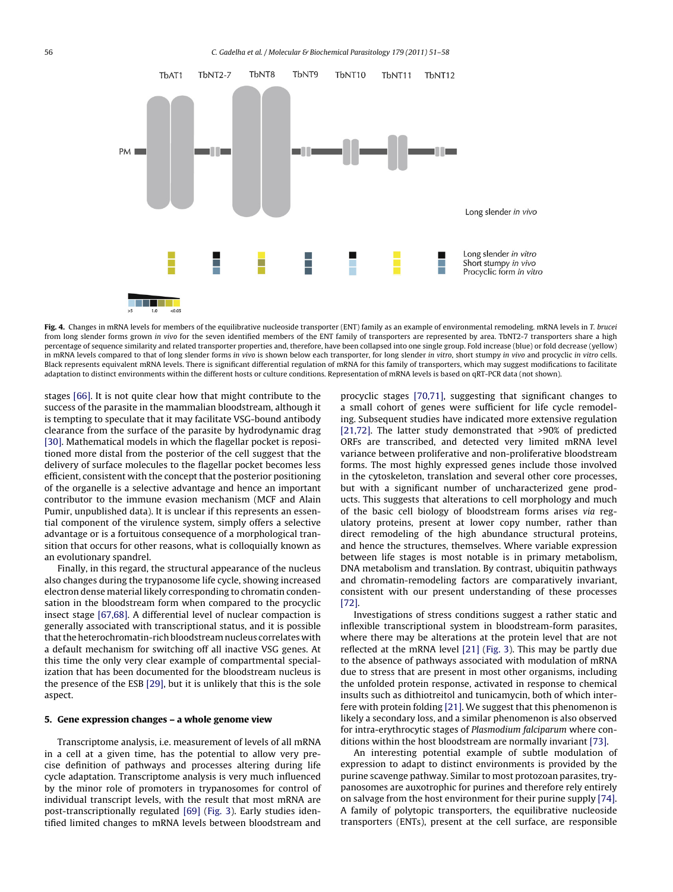**Fig. 4.** Changes in mRNA levels for members of the equilibrative nucleoside transporter (ENT) family as an example of environmental remodeling. mRNA levels in *T. brucei* from long slender forms grown *in vivo* for the seven identified members of the ENT family of transporters are represented by area. TbNT2-7 transporters share a high percentage of sequence similarity and related transporter properties and, therefore, have been collapsed into one single group. Fold increase (blue) or fold decrease (yellow) in mRNA levels compared to that of long slender forms *in vivo* is shown below each transporter, for long slender *in vitro*, short stumpy *in vivo* and procyclic *in vitro* cells. Black represents equivalent mRNA levels. There is significant differential regulation of mRNA for this family of transporters, which may suggest modifications to facilitate adaptation to distinct environments within the different hosts or culture conditions. Representation of mRNA levels is based on qRT-PCR data (not shown).

stages [66]. It is not quite clear how that might contribute to the success of the parasite in the mammalian bloodstream, although it is tempting to speculate that it may facilitate VSG-bound antibody clearance from the surface of the parasite by hydrodynamic drag [30]. Mathematical models in which the flagellar pocket is repositioned more distal from the posterior of the cell suggest that the delivery of surface molecules to the flagellar pocket becomes less efficient, consistent with the concept that the posterior positioning of the organelle is a selective advantage and hence an important contributor to the immune evasion mechanism (MCF and Alain Pumir, unpublished data). It is unclear if this represents an essential component of the virulence system, simply offers a selective advantage or is a fortuitous consequence of a morphological transition that occurs for other reasons, what is colloquially known as an evolutionary spandrel.

Finally, in this regard, the structural appearance of the nucleus also changes during the trypanosome life cycle, showing increased electron dense material likely corresponding to chromatin condensation in the bloodstream form when compared to the procyclic insect stage [67,68]. A differential level of nuclear compaction is generally associated with transcriptional status, and it is possible that the heterochromatin-rich bloodstream nucleus correlates with a default mechanism for switching off all inactive VSG genes. At this time the only very clear example of compartmental specialization that has been documented for the bloodstream nucleus is the presence of the ESB [29], but it is unlikely that this is the sole aspect.

## 5. Gene expression changes – a whole genome view

Transcriptome analysis, i.e. measurement of levels of all mRNA in a cell at a given time, has the potential to allow very precise definition of pathways and processes altering during life cycle adaptation. Transcriptome analysis is very much influenced by the minor role of promoters in trypanosomes for control of individual transcript levels, with the result that most mRNA are post-transcriptionally regulated [69] (Fig. 3). Early studies identified limited changes to mRNA levels between bloodstream and procyclic stages [70,71], suggesting that significant changes to a small cohort of genes were sufficient for life cycle remodeling. Subsequent studies have indicated more extensive regulation [21,72]. The latter study demonstrated that >90% of predicted ORFs are transcribed, and detected very limited mRNA level variance between proliferative and non-proliferative bloodstream forms. The most highly expressed genes include those involved in the cytoskeleton, translation and several other core processes, but with a significant number of uncharacterized gene products. This suggests that alterations to cell morphology and much of the basic cell biology of bloodstream forms arises *via* regulatory proteins, present at lower copy number, rather than direct remodeling of the high abundance structural proteins, and hence the structures, themselves. Where variable expression between life stages is most notable is in primary metabolism, DNA metabolism and translation. By contrast, ubiquitin pathways and chromatin-remodeling factors are comparatively invariant, consistent with our present understanding of these processes [72].

Investigations of stress conditions suggest a rather static and inflexible transcriptional system in bloodstream-form parasites, where there may be alterations at the protein level that are not reflected at the mRNA level [21] (Fig. 3). This may be partly due to the absence of pathways associated with modulation of mRNA due to stress that are present in most other organisms, including the unfolded protein response, activated in response to chemical insults such as dithiothreitol and tunicamycin, both of which interfere with protein folding [21]. We suggest that this phenomenon is likely a secondary loss, and a similar phenomenon is also observed for intra-erythrocytic stages of *Plasmodium falciparum* where conditions within the host bloodstream are normally invariant [73].

An interesting potential example of subtle modulation of expression to adapt to distinct environments is provided by the purine scavenge pathway. Similar to most protozoan parasites, trypanosomes are auxotrophic for purines and therefore rely entirely on salvage from the host environment for their purine supply [74]. A family of polytopic transporters, the equilibrative nucleoside transporters (ENTs), present at the cell surface, are responsible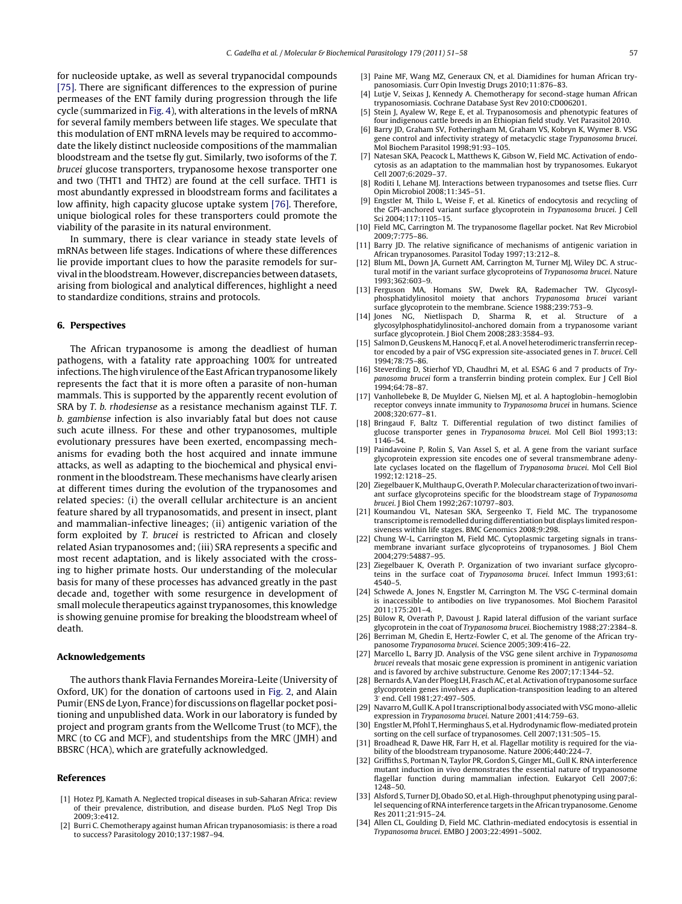for nucleoside uptake, as well as several trypanocidal compounds [75]. There are significant differences to the expression of purine permeases of the ENT family during progression through the life cycle (summarized in Fig. 4), with alterations in the levels of mRNA for several family members between life stages. We speculate that this modulation of ENT mRNA levels may be required to accommodate the likely distinct nucleoside compositions of the mammalian bloodstream and the tsetse fly gut. Similarly, two isoforms of the *T. brucei* glucose transporters, trypanosome hexose transporter one and two (THT1 and THT2) are found at the cell surface. THT1 is most abundantly expressed in bloodstream forms and facilitates a low affinity, high capacity glucose uptake system [76]. Therefore, unique biological roles for these transporters could promote the viability of the parasite in its natural environment.

In summary, there is clear variance in steady state levels of mRNAs between life stages. Indications of where these differences lie provide important clues to how the parasite remodels for survival in the bloodstream. However, discrepancies between datasets, arising from biological and analytical differences, highlight a need to standardize conditions, strains and protocols.

## 6. Perspectives

The African trypanosome is among the deadliest of human pathogens, with a fatality rate approaching 100% for untreated infections. The high virulence of the East African trypanosome likely represents the fact that it is more often a parasite of non-human mammals. This is supported by the apparently recent evolution of SRA by *T. b. rhodesiense* as a resistance mechanism against TLF. *T. b. gambiense* infection is also invariably fatal but does not cause such acute illness. For these and other trypanosomes, multiple evolutionary pressures have been exerted, encompassing mechanisms for evading both the host acquired and innate immune attacks, as well as adapting to the biochemical and physical environment in the bloodstream. These mechanisms have clearly arisen at different times during the evolution of the trypanosomes and related species: (i) the overall cellular architecture is an ancient feature shared by all trypanosomatids, and present in insect, plant and mammalian-infective lineages; (ii) antigenic variation of the form exploited by *T. brucei* is restricted to African and closely related Asian trypanosomes and; (iii) SRA represents a specific and most recent adaptation, and is likely associated with the crossing to higher primate hosts. Our understanding of the molecular basis for many of these processes has advanced greatly in the past decade and, together with some resurgence in development of small molecule therapeutics against trypanosomes, this knowledge is showing genuine promise for breaking the bloodstream wheel of death.

## Acknowledgements

The authors thank Flavia Fernandes Moreira-Leite (University of Oxford, UK) for the donation of cartoons used in Fig. 2, and Alain Pumir (ENS de Lyon, France) for discussions on flagellar pocket positioning and unpublished data. Work in our laboratory is funded by project and program grants from the Wellcome Trust (to MCF), the MRC (to CG and MCF), and studentships from the MRC (JMH) and BBSRC (HCA), which are gratefully acknowledged.

## References

[1] Hotez PJ, Kamath A. Neglected tropical diseases in sub-Saharan Africa: review of their prevalence, distribution, and disease burden. PLoS Negl Trop Dis 2009;3:e412.

[2] Burri C. Chemotherapy against human African trypanosomiasis: is there a road to success? Parasitology 2010;137:1987–94.

[3] Paine MF, Wang MZ, Generaux CN, et al. Diamidines for human African trypanosomiasis. Curr Opin Investig Drugs 2010;11:876–83.

[4] Lutje V, Seixas J, Kennedy A. Chemotherapy for second-stage human African trypanosomiasis. Cochrane Database Syst Rev 2010:CD006201.

[5] Stein J, Ayalew W, Rege E, et al. Trypanosomosis and phenotypic features of four indigenous cattle breeds in an Ethiopian field study. Vet Parasitol 2010.

[6] Barry JD, Graham SV, Fotheringham M, Graham VS, Kobryn K, Wymer B. VSG gene control and infectivity strategy of metacyclic stage *Trypanosoma brucei*. Mol Biochem Parasitol 1998;91:93–105.

[7] Natesan SKA, Peacock L, Matthews K, Gibson W, Field MC. Activation of endocytosis as an adaptation to the mammalian host by trypanosomes. Eukaryot Cell 2007;6:2029–37.

[8] Roditi I, Lehane MJ. Interactions between trypanosomes and tsetse flies. Curr Opin Microbiol 2008;11:345–51.

[9] Engstler M, Thilo L, Weise F, et al. Kinetics of endocytosis and recycling of the GPI-anchored variant surface glycoprotein in *Trypanosoma brucei*. J Cell Sci 2004;117:1105–15.

[10] Field MC, Carrington M. The trypanosome flagellar pocket. Nat Rev Microbiol 2009;7:775–86.

[11] Barry JD. The relative significance of mechanisms of antigenic variation in African trypanosomes. Parasitol Today 1997;13:212–8.

[12] Blum ML, Down JA, Gurnett AM, Carrington M, Turner MJ, Wiley DC. A structural motif in the variant surface glycoproteins of *Trypanosoma brucei*. Nature 1993;362:603–9.

[13] Ferguson MA, Homans SW, Dwek RA, Rademacher TW. Glycosyl-phosphatidylinositol moiety that anchors *Trypanosoma brucei* variant surface glycoprotein to the membrane. Science 1988;239:753–9.

[14] Jones NG, Nietlispach D, Sharma R, et al. Structure of a glycosylphosphatidylinositol-anchored domain from a trypanosome variant surface glycoprotein. J Biol Chem 2008;283:3584–93.

[15] Salmon D, Geuskens M, Hanocq F, et al. A novel heterodimeric transferrin receptor encoded by a pair of VSG expression site-associated genes in *T. brucei*. Cell 1994;78:75–86.

[16] Steverding D, Stierhof YD, Chaudhri M, et al. ESAG 6 and 7 products of *Trypanosoma brucei* form a transferrin binding protein complex. Eur J Cell Biol 1994;64:78–87.

[17] Vanhollebeke B, De Muylder G, Nielsen MJ, et al. A haptoglobin–hemoglobin receptor conveys innate immunity to *Trypanosoma brucei* in humans. Science 2008;320:677–81.

[18] Bringaud F, Baltz T. Differential regulation of two distinct families of glucose transporter genes in *Trypanosoma brucei*. Mol Cell Biol 1993;13: 1146–54.

[19] Paindavoine P, Rolin S, Van Assel S, et al. A gene from the variant surface glycoprotein expression site encodes one of several transmembrane adenylate cyclases located on the flagellum of *Trypanosoma brucei*. Mol Cell Biol 1992;12:1218–25.

[20] Ziegelbauer K, Multhaup G, Overath P. Molecular characterization of two invariant surface glycoproteins specific for the bloodstream stage of *Trypanosoma brucei*. J Biol Chem 1992;267:10797–803.

[21] Koumandou VL, Natesan SKA, Sergeenko T, Field MC. The trypanosome transcriptome is remodelled during differentiation but displays limited responsiveness within life stages. BMC Genomics 2008;9:298.

[22] Chung W-L, Carrington M, Field MC. Cytoplasmic targeting signals in transmembrane invariant surface glycoproteins of trypanosomes. J Biol Chem 2004;279:54887–95.

[23] Ziegelbauer K, Overath P. Organization of two invariant surface glycoproteins in the surface coat of *Trypanosoma brucei*. Infect Immun 1993;61: 4540–5.

[24] Schwede A, Jones N, Engstler M, Carrington M. The VSG C-terminal domain is inaccessible to antibodies on live trypanosomes. Mol Biochem Parasitol 2011;175:201–4.

[25] Bülow R, Overath P, Davoust J. Rapid lateral diffusion of the variant surface glycoprotein in the coat of *Trypanosoma brucei*. Biochemistry 1988;27:2384–8.

[26] Berriman M, Ghedin E, Hertz-Fowler C, et al. The genome of the African trypanosome *Trypanosoma brucei*. Science 2005;309:416–22.

[27] Marcello L, Barry JD. Analysis of the VSG gene silent archive in *Trypanosoma brucei* reveals that mosaic gene expression is prominent in antigenic variation and is favored by archive substructure. Genome Res 2007;17:1344–52.

[28] Bernards A, Van der Ploeg LH, Frasch AC, et al. Activation of trypanosome surface glycoprotein genes involves a duplication-transposition leading to an altered 3′ end. Cell 1981;27:497–505.

[29] Navarro M, Gull K. A pol I transcriptional body associated with VSG mono-allelic expression in *Trypanosoma brucei*. Nature 2001;414:759–63.

[30] Engstler M, Pfohl T, Herminghaus S, et al. Hydrodynamic flow-mediated protein sorting on the cell surface of trypanosomes. Cell 2007;131:505–15.

[31] Broadhead R, Dawe HR, Farr H, et al. Flagellar motility is required for the viability of the bloodstream trypanosome. Nature 2006;440:224–7.

[32] Griffiths S, Portman N, Taylor PR, Gordon S, Ginger ML, Gull K. RNA interference mutant induction in vivo demonstrates the essential nature of trypanosome flagellar function during mammalian infection. Eukaryot Cell 2007;6: 1248–50.

[33] Alsford S, Turner DJ, Obado SO, et al. High-throughput phenotyping using parallel sequencing of RNA interference targets in the African trypanosome. Genome Res 2011;21:915–24.

[34] Allen CL, Goulding D, Field MC. Clathrin-mediated endocytosis is essential in *Trypanosoma brucei*. EMBO J 2003;22:4991–5002.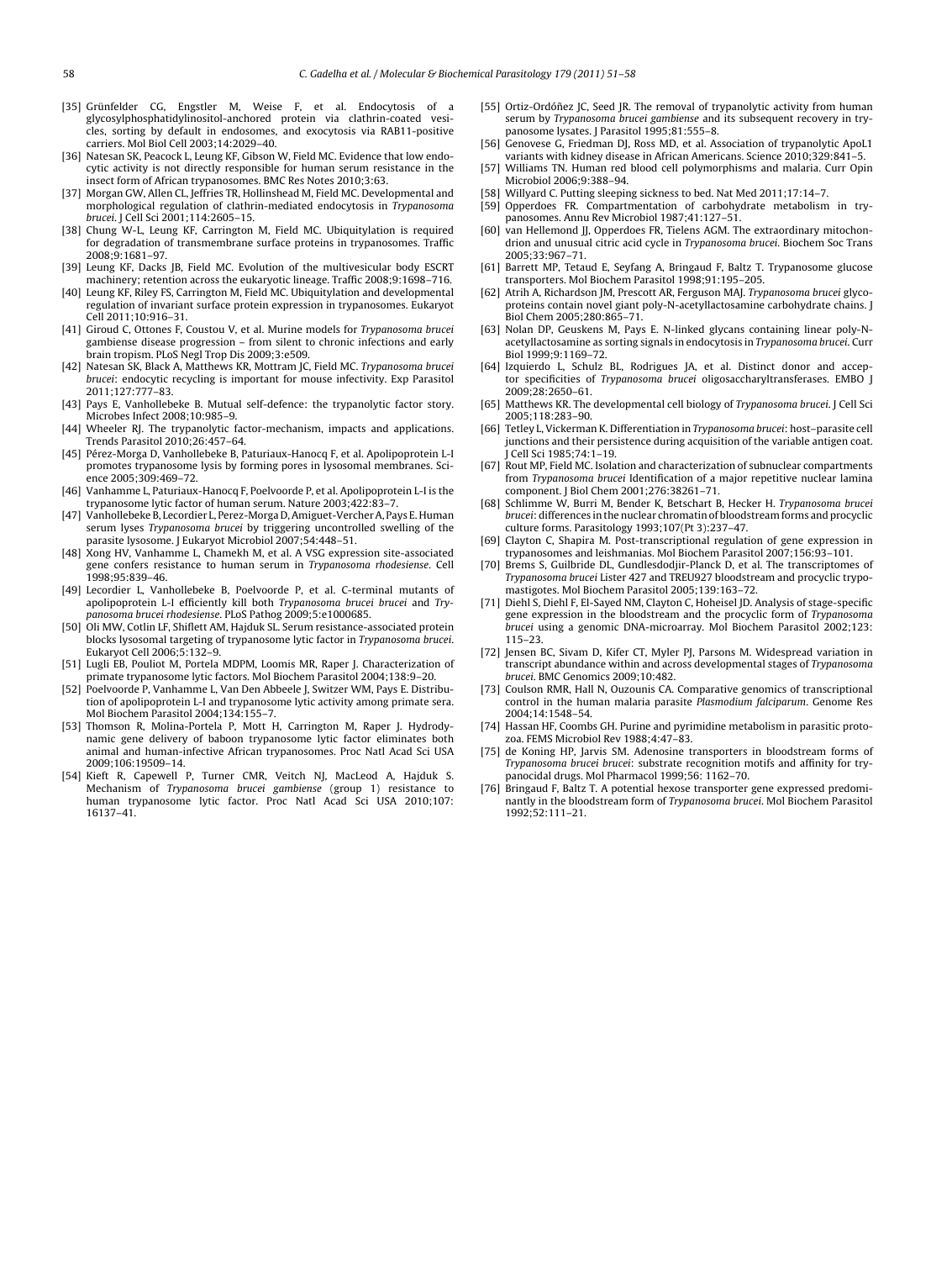[35] Grünfelder CG, Engstler M, Weise F, et al. Endocytosis of a glycosylphosphatidylinositol-anchored protein via clathrin-coated vesicles, sorting by default in endosomes, and exocytosis via RAB11-positive carriers. Mol Biol Cell 2003;14:2029–40.

[36] Natesan SK, Peacock L, Leung KF, Gibson W, Field MC. Evidence that low endocytic activity is not directly responsible for human serum resistance in the insect form of African trypanosomes. BMC Res Notes 2010;3:63.

[37] Morgan GW, Allen CL, Jeffries TR, Hollinshead M, Field MC. Developmental and morphological regulation of clathrin-mediated endocytosis in *Trypanosoma brucei*. J Cell Sci 2001;114:2605–15.

[38] Chung W-L, Leung KF, Carrington M, Field MC. Ubiquitylation is required for degradation of transmembrane surface proteins in trypanosomes. Traffic 2008;9:1681–97.

[39] Leung KF, Dacks JB, Field MC. Evolution of the multivesicular body ESCRT machinery; retention across the eukaryotic lineage. Traffic 2008;9:1698–716.

[40] Leung KF, Riley FS, Carrington M, Field MC. Ubiquitylation and developmental regulation of invariant surface protein expression in trypanosomes. Eukaryot Cell 2011;10:916–31.

[41] Giroud C, Ottones F, Coustou V, et al. Murine models for *Trypanosoma brucei gambiense* disease progression – from silent to chronic infections and early brain tropism. PLoS Negl Trop Dis 2009;3:e509.

[42] Natesan SK, Black A, Matthews KR, Mottram JC, Field MC. *Trypanosoma brucei brucei*: endocytic recycling is important for mouse infectivity. Exp Parasitol 2011;127:777–83.

[43] Pays E, Vanhollebeke B. Mutual self-defence: the trypanolytic factor story. Microbes Infect 2008;10:985–9.

[44] Wheeler RJ. The trypanolytic factor-mechanism, impacts and applications. Trends Parasitol 2010;26:457–64.

[45] Pérez-Morga D, Vanhollebeke B, Paturiaux-Hanocq F, et al. Apolipoprotein L-I promotes trypanosome lysis by forming pores in lysosomal membranes. Science 2005;309:469–72.

[46] Vanhamme L, Paturiaux-Hanocq F, Poelvoorde P, et al. Apolipoprotein L-I is the trypanosome lytic factor of human serum. Nature 2003;422:83–7.

[47] Vanhollebeke B, Lecordier L, Perez-Morga D, Amiguet-Vercher A, Pays E. Human serum lyses *Trypanosoma brucei* by triggering uncontrolled swelling of the parasite lysosome. J Eukaryot Microbiol 2007;54:448–51.

[48] Xong HV, Vanhamme L, Chamekh M, et al. A VSG expression site-associated gene confers resistance to human serum in *Trypanosoma rhodesiense*. Cell 1998;95:839–46.

[49] Lecordier L, Vanhollebeke B, Poelvoorde P, et al. C-terminal mutants of apolipoprotein L-I efficiently kill both *Trypanosoma brucei brucei* and *Trypanosoma brucei rhodesiense*. PLoS Pathog 2009;5:e1000685.

[50] Oli MW, Cotlin LF, Shiflett AM, Hajduk SL. Serum resistance-associated protein blocks lysosomal targeting of trypanosome lytic factor in *Trypanosoma brucei*. Eukaryot Cell 2006;5:132–9.

[51] Lugli EB, Pouliot M, Portela MDPM, Loomis MR, Raper J. Characterization of primate trypanosome lytic factors. Mol Biochem Parasitol 2004;138:9–20.

[52] Poelvoorde P, Vanhamme L, Van Den Abbeele J, Switzer WM, Pays E. Distribution of apolipoprotein L-I and trypanosome lytic activity among primate sera. Mol Biochem Parasitol 2004;134:155–7.

[53] Thomson R, Molina-Portela P, Mott H, Carrington M, Raper J. Hydrodynamic gene delivery of baboon trypanosome lytic factor eliminates both animal and human-infective African trypanosomes. Proc Natl Acad Sci USA 2009;106:19509–14.

[54] Kieft R, Capewell P, Turner CMR, Veitch NJ, MacLeod A, Hajduk S. Mechanism of *Trypanosoma brucei gambiense* (group 1) resistance to human trypanosome lytic factor. Proc Natl Acad Sci USA 2010;107: 16137–41.

[55] Ortiz-Ordóñez JC, Seed JR. The removal of trypanolytic activity from human serum by *Trypanosoma brucei gambiense* and its subsequent recovery in trypanosome lysates. J Parasitol 1995;81:555–8.

[56] Genovese G, Friedman DJ, Ross MD, et al. Association of trypanolytic ApoL1 variants with kidney disease in African Americans. Science 2010;329:841–5.

[57] Williams TN. Human red blood cell polymorphisms and malaria. Curr Opin Microbiol 2006;9:388–94.

[58] Willyard C. Putting sleeping sickness to bed. Nat Med 2011;17:14–7.

[59] Opperdoes FR. Compartmentation of carbohydrate metabolism in trypanosomes. Annu Rev Microbiol 1987;41:127–51.

[60] van Hellemond JJ, Opperdoes FR, Tielens AGM. The extraordinary mitochondrion and unusual citric acid cycle in *Trypanosoma brucei*. Biochem Soc Trans 2005;33:967–71.

[61] Barrett MP, Tetaud E, Seyfang A, Bringaud F, Baltz T. Trypanosome glucose transporters. Mol Biochem Parasitol 1998;91:195–205.

[62] Atrih A, Richardson JM, Prescott AR, Ferguson MAJ. *Trypanosoma brucei* glycoproteins contain novel giant poly-N-acetyllactosamine carbohydrate chains. J Biol Chem 2005;280:865–71.

[63] Nolan DP, Geuskens M, Pays E. N-linked glycans containing linear poly-N-acetyllactosamine as sorting signals in endocytosis in *Trypanosoma brucei*. Curr Biol 1999;9:1169–72.

[64] Izquierdo L, Schulz BL, Rodrigues JA, et al. Distinct donor and acceptor specificities of *Trypanosoma brucei* oligosaccharyltransferases. EMBO J 2009;28:2650–61.

[65] Matthews KR. The developmental cell biology of *Trypanosoma brucei*. J Cell Sci 2005;118:283–90.

[66] Tetley L, Vickerman K. Differentiation in *Trypanosoma brucei*: host–parasite cell junctions and their persistence during acquisition of the variable antigen coat. J Cell Sci 1985;74:1–19.

[67] Rout MP, Field MC. Isolation and characterization of subnuclear compartments from *Trypanosoma brucei* Identification of a major repetitive nuclear lamina component. J Biol Chem 2001;276:38261–71.

[68] Schlimme W, Burri M, Bender K, Betschart B, Hecker H. *Trypanosoma brucei brucei*: differences in the nuclear chromatin of bloodstream forms and procyclic culture forms. Parasitology 1993;107(Pt 3):237–47.

[69] Clayton C, Shapira M. Post-transcriptional regulation of gene expression in trypanosomes and leishmanias. Mol Biochem Parasitol 2007;156:93–101.

[70] Brems S, Guilbride DL, Gundlesdodjir-Planck D, et al. The transcriptomes of *Trypanosoma brucei* Lister 427 and TREU927 bloodstream and procyclic trypomastigotes. Mol Biochem Parasitol 2005;139:163–72.

[71] Diehl S, Diehl F, El-Sayed NM, Clayton C, Hoheisel JD. Analysis of stage-specific gene expression in the bloodstream and the procyclic form of *Trypanosoma brucei* using a genomic DNA-microarray. Mol Biochem Parasitol 2002;123: 115–23.

[72] Jensen BC, Sivam D, Kifer CT, Myler PJ, Parsons M. Widespread variation in transcript abundance within and across developmental stages of *Trypanosoma brucei*. BMC Genomics 2009;10:482.

[73] Coulson RMR, Hall N, Ouzounis CA. Comparative genomics of transcriptional control in the human malaria parasite *Plasmodium falciparum*. Genome Res 2004;14:1548–54.

[74] Hassan HF, Coombs GH. Purine and pyrimidine metabolism in parasitic protozoa. FEMS Microbiol Rev 1988;4:47–83.

[75] de Koning HP, Jarvis SM. Adenosine transporters in bloodstream forms of *Trypanosoma brucei brucei*: substrate recognition motifs and affinity for trypanocidal drugs. Mol Pharmacol 1999;56: 1162–70.

[76] Bringaud F, Baltz T. A potential hexose transporter gene expressed predominantly in the bloodstream form of *Trypanosoma brucei*. Mol Biochem Parasitol 1992;52:111–21.